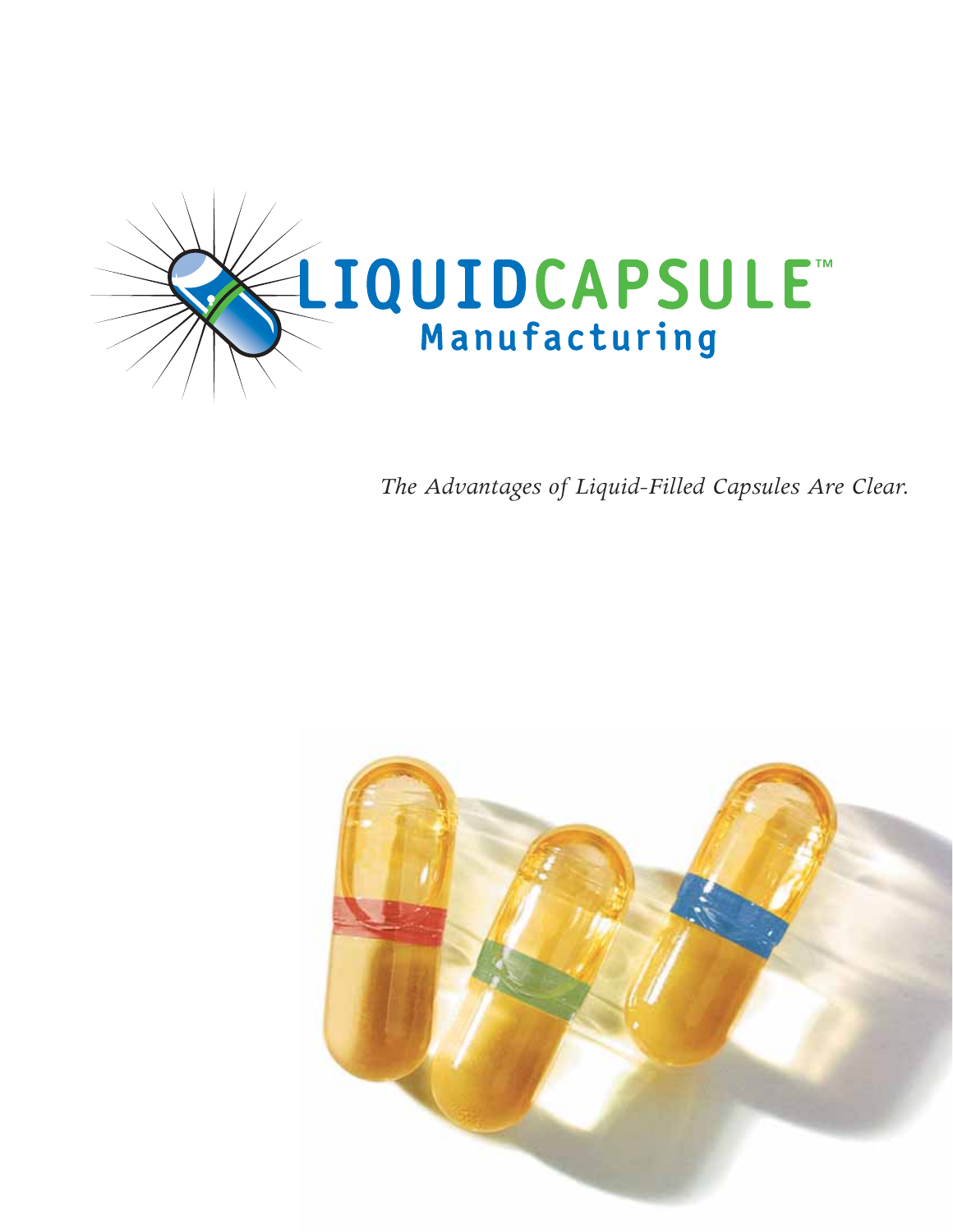# LIQUIDCAPSULE™ Manufacturing

*The Advantages of Liquid-Filled Capsules Are Clear.*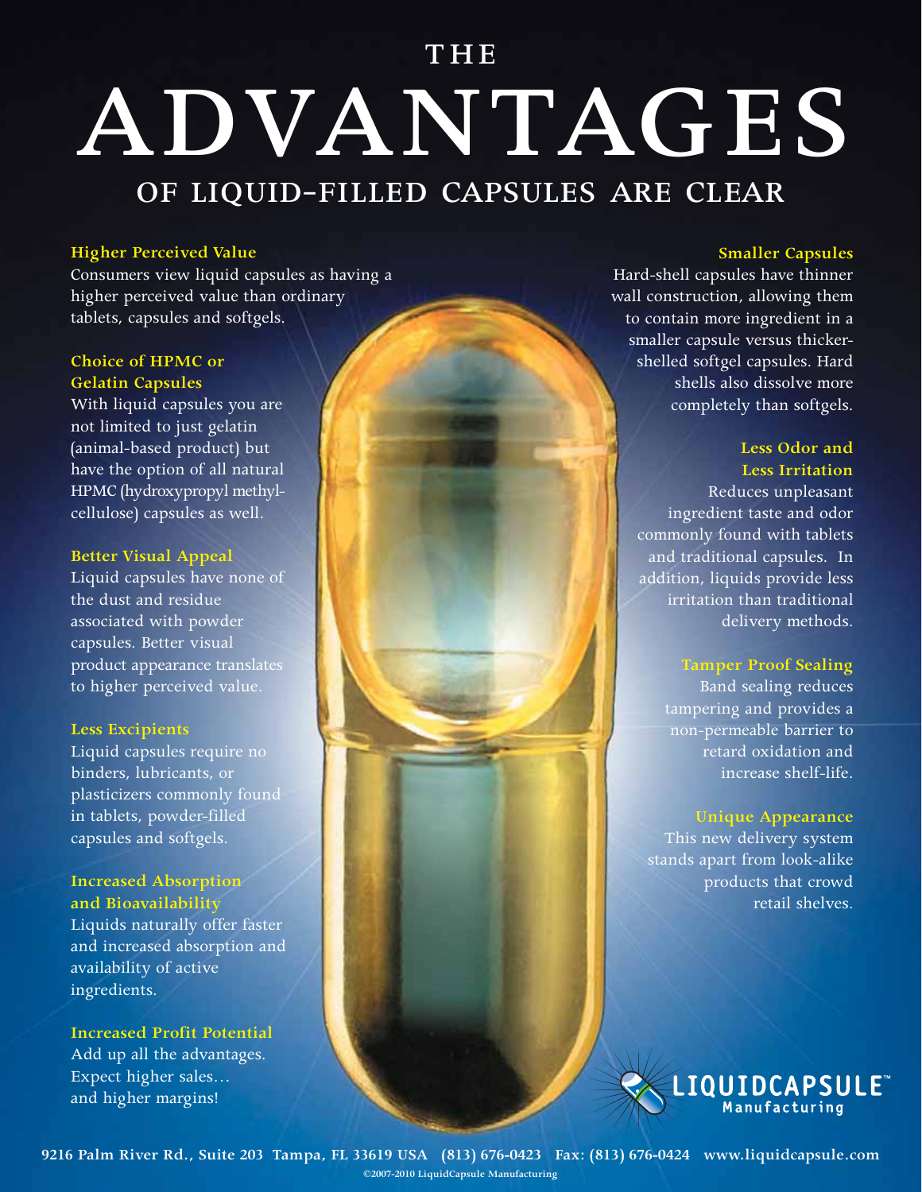# THE ADVANTAGES OF LIQUID-FILLED CAPSULES ARE CLEAR

### Higher Perceived Value

Consumers view liquid capsules as having a higher perceived value than ordinary tablets, capsules and softgels.

### Choice of HPMC or Gelatin Capsules

With liquid capsules you are not limited to just gelatin (animal-based product) but have the option of all natural HPMC (hydroxypropyl methylcellulose) capsules as well.

### Better Visual Appeal

Liquid capsules have none of the dust and residue associated with powder capsules. Better visual product appearance translates to higher perceived value.

### Less Excipients

Liquid capsules require no binders, lubricants, or plasticizers commonly found in tablets, powder-filled capsules and softgels.

### Increased Absorption and Bioavailability

Liquids naturally offer faster and increased absorption and availability of active ingredients.

### Increased Profit Potential

Add up all the advantages. Expect higher sales... and higher margins!

### Smaller Capsules

Hard-shell capsules have thinner wall construction, allowing them to contain more ingredient in a smaller capsule versus thicker-shelled softgel capsules. Hard shells also dissolve more completely than softgels.

### Less Odor and Less Irritation

Reduces unpleasant ingredient taste and odor commonly found with tablets and traditional capsules. In addition, liquids provide less irritation than traditional delivery methods.

### Tamper Proof Sealing

Band sealing reduces tampering and provides a non-permeable barrier to retard oxidation and increase shelf-life.

### Unique Appearance

This new delivery system stands apart from look-alike products that crowd retail shelves.

LIQUIDCAPSULE™ Manufacturing

9216 Palm River Rd., Suite 203 Tampa, FL 33619 USA (813) 676-0423 Fax: (813) 676-0424 www.liquidcapsule.com

©2007-2010 LiquidCapsule Manufacturing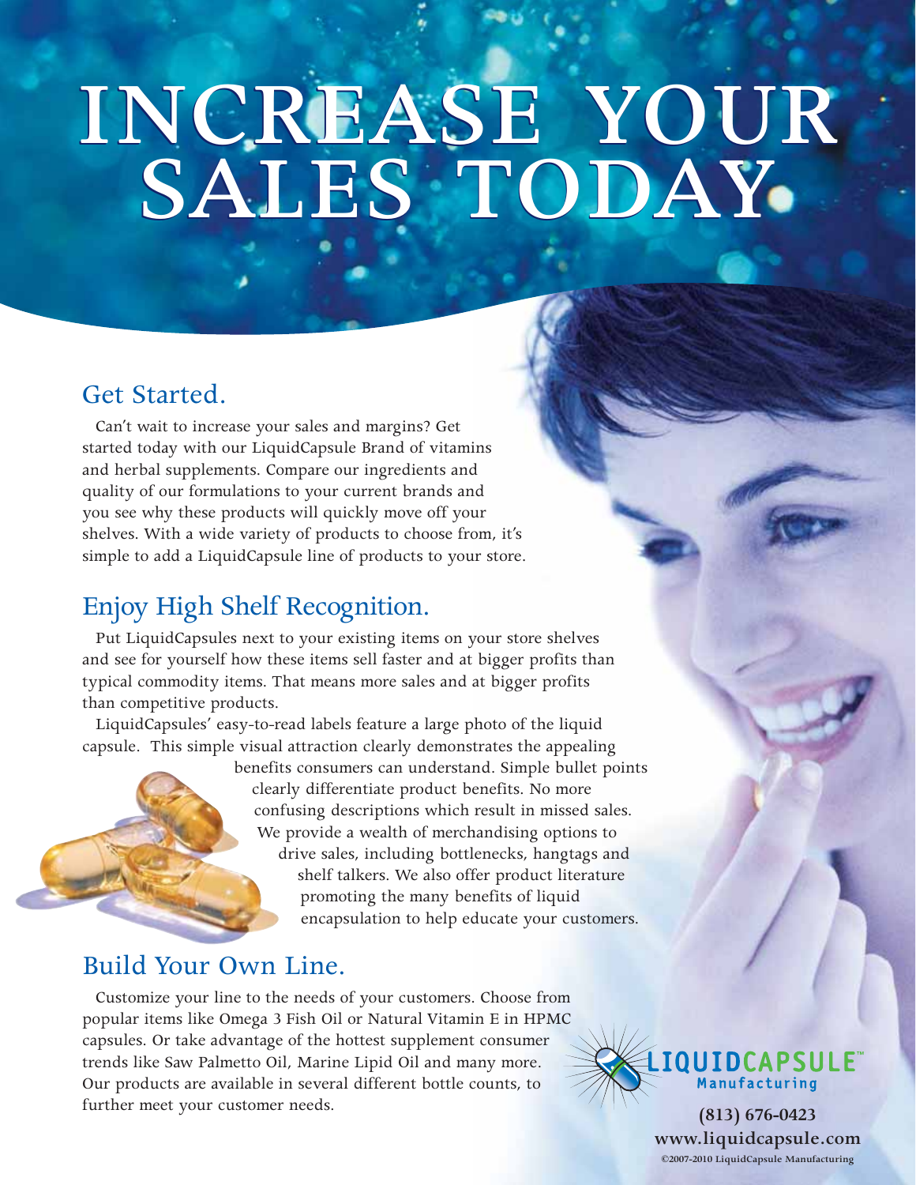# INCREASE YOUR SALES TODAY

## Get Started.

Can't wait to increase your sales and margins? Get started today with our LiquidCapsule Brand of vitamins and herbal supplements. Compare our ingredients and quality of our formulations to your current brands and you see why these products will quickly move off your shelves. With a wide variety of products to choose from, it's simple to add a LiquidCapsule line of products to your store.

## Enjoy High Shelf Recognition.

Put LiquidCapsules next to your existing items on your store shelves and see for yourself how these items sell faster and at bigger profits than typical commodity items. That means more sales and at bigger profits than competitive products.

LiquidCapsules' easy-to-read labels feature a large photo of the liquid capsule. This simple visual attraction clearly demonstrates the appealing benefits consumers can understand. Simple bullet points clearly differentiate product benefits. No more confusing descriptions which result in missed sales. We provide a wealth of merchandising options to drive sales, including bottlenecks, hangtags and shelf talkers. We also offer product literature promoting the many benefits of liquid encapsulation to help educate your customers.

## Build Your Own Line.

Customize your line to the needs of your customers. Choose from popular items like Omega 3 Fish Oil or Natural Vitamin E in HPMC capsules. Or take advantage of the hottest supplement consumer trends like Saw Palmetto Oil, Marine Lipid Oil and many more. Our products are available in several different bottle counts, to further meet your customer needs.

LIQUIDCAPSULE™ Manufacturing

**(813) 676-0423**
**www.liquidcapsule.com**
©2007-2010 LiquidCapsule Manufacturing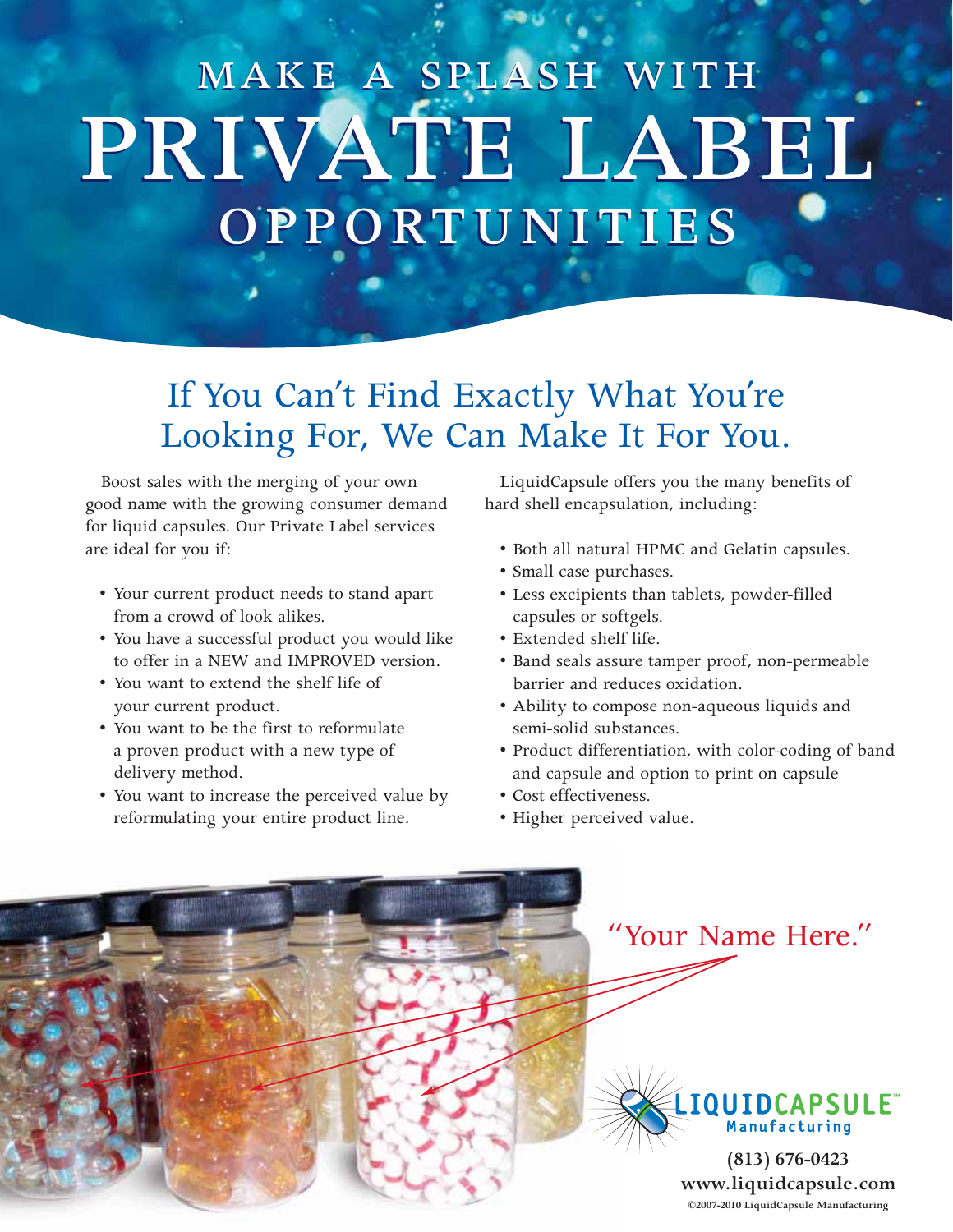# MAKE A SPLASH WITH PRIVATE LABEL OPPORTUNITIES

## If You Can't Find Exactly What You're Looking For, We Can Make It For You.

Boost sales with the merging of your own good name with the growing consumer demand for liquid capsules. Our Private Label services are ideal for you if:

- Your current product needs to stand apart from a crowd of look alikes.
- You have a successful product you would like to offer in a NEW and IMPROVED version.
- You want to extend the shelf life of your current product.
- You want to be the first to reformulate a proven product with a new type of delivery method.
- You want to increase the perceived value by reformulating your entire product line.

LiquidCapsule offers you the many benefits of hard shell encapsulation, including:

- Both all natural HPMC and Gelatin capsules.
- Small case purchases.
- Less excipients than tablets, powder-filled capsules or softgels.
- Extended shelf life.
- Band seals assure tamper proof, non-permeable barrier and reduces oxidation.
- Ability to compose non-aqueous liquids and semi-solid substances.
- Product differentiation, with color-coding of band and capsule and option to print on capsule
- Cost effectiveness.
- Higher perceived value.

"Your Name Here."

LIQUIDCAPSULE™ Manufacturing

(813) 676-0423
www.liquidcapsule.com

©2007-2010 LiquidCapsule Manufacturing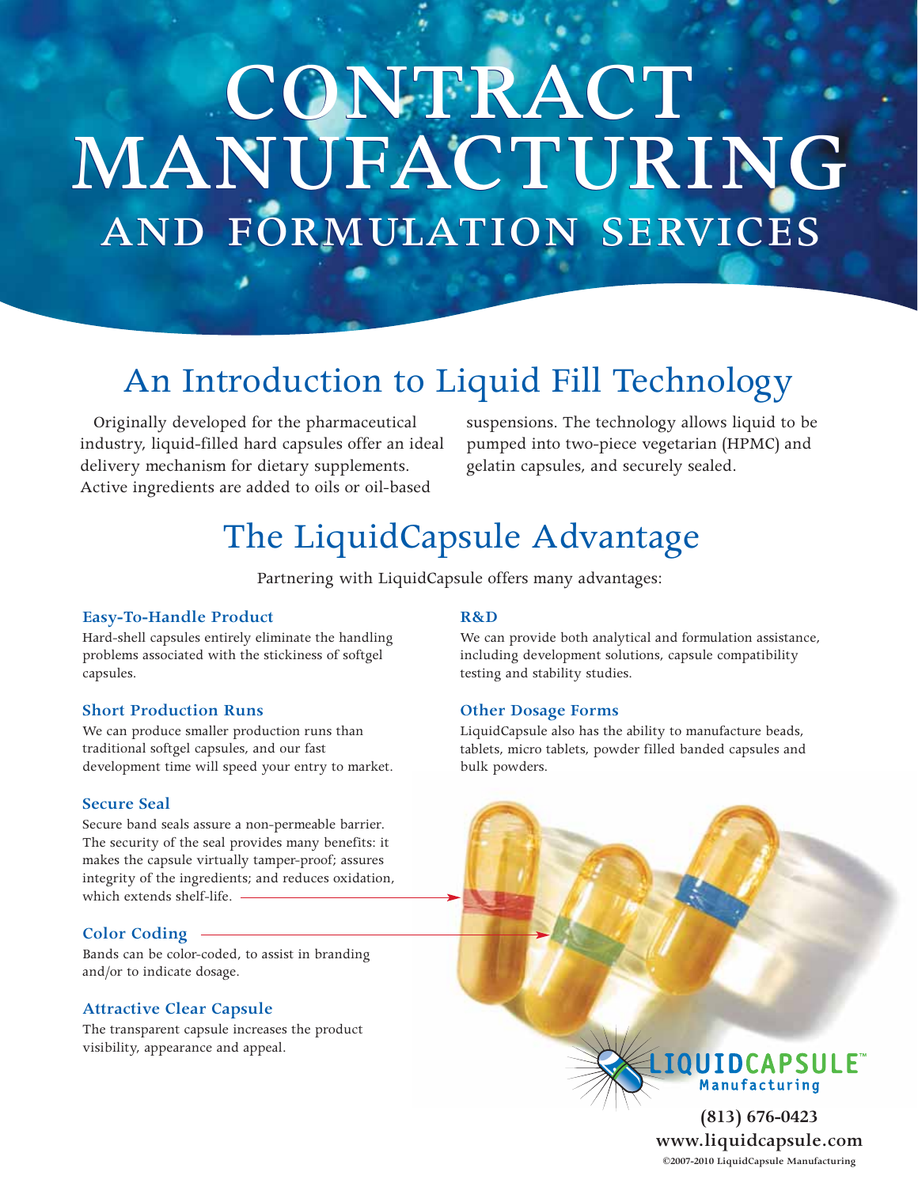# CONTRACT MANUFACTURING

## AND FORMULATION SERVICES

## An Introduction to Liquid Fill Technology

Originally developed for the pharmaceutical industry, liquid-filled hard capsules offer an ideal delivery mechanism for dietary supplements. Active ingredients are added to oils or oil-based suspensions. The technology allows liquid to be pumped into two-piece vegetarian (HPMC) and gelatin capsules, and securely sealed.

## The LiquidCapsule Advantage

Partnering with LiquidCapsule offers many advantages:

### Easy-To-Handle Product

Hard-shell capsules entirely eliminate the handling problems associated with the stickiness of softgel capsules.

### Short Production Runs

We can produce smaller production runs than traditional softgel capsules, and our fast development time will speed your entry to market.

### Secure Seal

Secure band seals assure a non-permeable barrier. The security of the seal provides many benefits: it makes the capsule virtually tamper-proof; assures integrity of the ingredients; and reduces oxidation, which extends shelf-life.

### Color Coding

Bands can be color-coded, to assist in branding and/or to indicate dosage.

### Attractive Clear Capsule

The transparent capsule increases the product visibility, appearance and appeal.

### R&D

We can provide both analytical and formulation assistance, including development solutions, capsule compatibility testing and stability studies.

### Other Dosage Forms

LiquidCapsule also has the ability to manufacture beads, tablets, micro tablets, powder filled banded capsules and bulk powders.

LIQUIDCAPSULE™ Manufacturing

**(813) 676-0423**
**www.liquidcapsule.com**

©2007-2010 LiquidCapsule Manufacturing